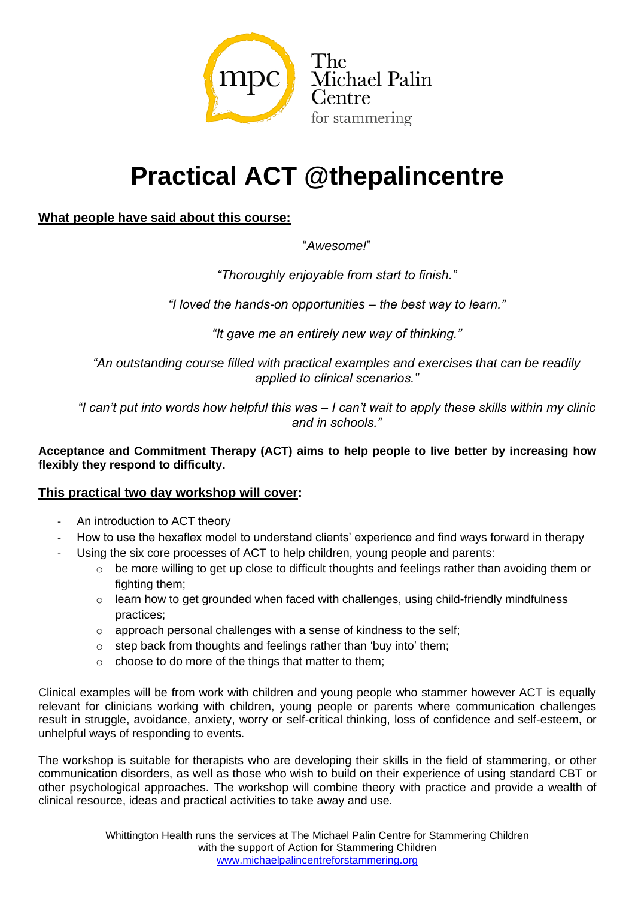The Michael Palin Centre for stammering

# Practical ACT @thepalincentre

**<u>What people have said about this course:</u>**

"*Awesome!*"

*"Thoroughly enjoyable from start to finish."*

*"I loved the hands-on opportunities – the best way to learn."*

*"It gave me an entirely new way of thinking."*

*"An outstanding course filled with practical examples and exercises that can be readily applied to clinical scenarios."*

*"I can't put into words how helpful this was – I can't wait to apply these skills within my clinic and in schools."*

**Acceptance and Commitment Therapy (ACT) aims to help people to live better by increasing how flexibly they respond to difficulty.**

**<u>This practical two day workshop will cover</u>:**

- An introduction to ACT theory
- How to use the hexaflex model to understand clients' experience and find ways forward in therapy
- Using the six core processes of ACT to help children, young people and parents:
    - be more willing to get up close to difficult thoughts and feelings rather than avoiding them or fighting them;
    - learn how to get grounded when faced with challenges, using child-friendly mindfulness practices;
    - approach personal challenges with a sense of kindness to the self;
    - step back from thoughts and feelings rather than 'buy into' them;
    - choose to do more of the things that matter to them;

Clinical examples will be from work with children and young people who stammer however ACT is equally relevant for clinicians working with children, young people or parents where communication challenges result in struggle, avoidance, anxiety, worry or self-critical thinking, loss of confidence and self-esteem, or unhelpful ways of responding to events.

The workshop is suitable for therapists who are developing their skills in the field of stammering, or other communication disorders, as well as those who wish to build on their experience of using standard CBT or other psychological approaches. The workshop will combine theory with practice and provide a wealth of clinical resource, ideas and practical activities to take away and use.

Whittington Health runs the services at The Michael Palin Centre for Stammering Children with the support of Action for Stammering Children
www.michaelpalincentreforstammering.org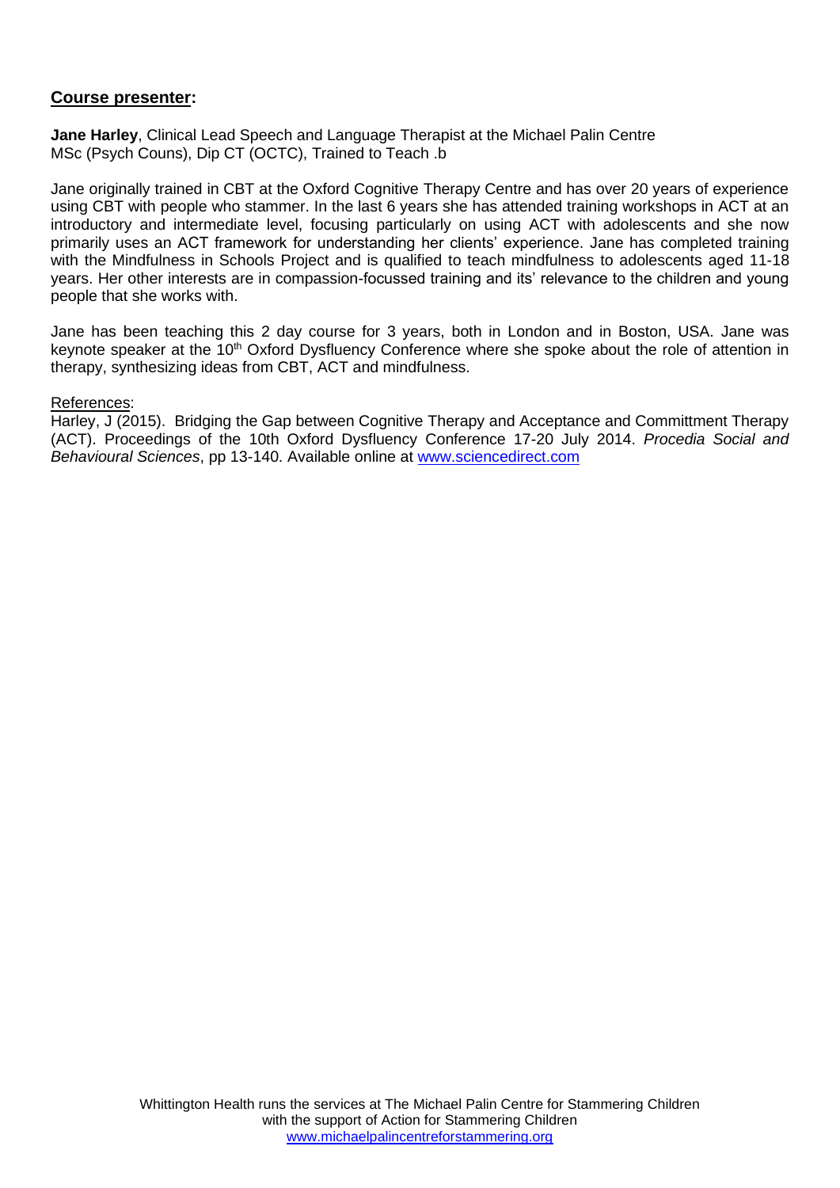**Course presenter:**

**Jane Harley**, Clinical Lead Speech and Language Therapist at the Michael Palin Centre
MSc (Psych Couns), Dip CT (OCTC), Trained to Teach .b

Jane originally trained in CBT at the Oxford Cognitive Therapy Centre and has over 20 years of experience using CBT with people who stammer. In the last 6 years she has attended training workshops in ACT at an introductory and intermediate level, focusing particularly on using ACT with adolescents and she now primarily uses an ACT framework for understanding her clients' experience. Jane has completed training with the Mindfulness in Schools Project and is qualified to teach mindfulness to adolescents aged 11-18 years. Her other interests are in compassion-focussed training and its' relevance to the children and young people that she works with.

Jane has been teaching this 2 day course for 3 years, both in London and in Boston, USA. Jane was keynote speaker at the 10th Oxford Dysfluency Conference where she spoke about the role of attention in therapy, synthesizing ideas from CBT, ACT and mindfulness.

References:
Harley, J (2015). Bridging the Gap between Cognitive Therapy and Acceptance and Committment Therapy (ACT). Proceedings of the 10th Oxford Dysfluency Conference 17-20 July 2014. *Procedia Social and Behavioural Sciences*, pp 13-140. Available online at www.sciencedirect.com

Whittington Health runs the services at The Michael Palin Centre for Stammering Children with the support of Action for Stammering Children
www.michaelpalincentreforstammering.org